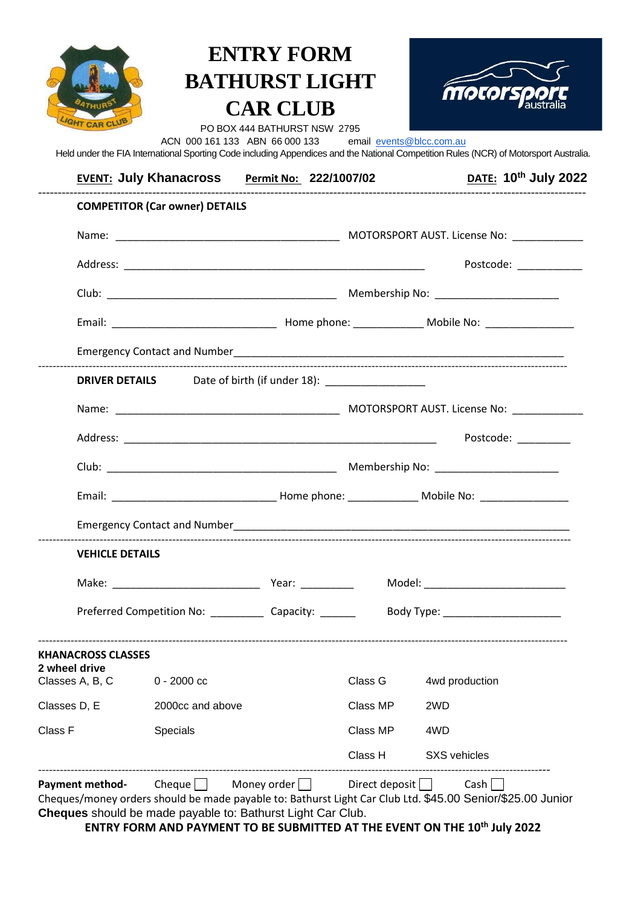# ENTRY FORM BATHURST LIGHT CAR CLUB

PO BOX 444 BATHURST NSW 2795

ACN 000 161 133 ABN 66 000 133 email events@blcc.com.au

Held under the FIA International Sporting Code including Appendices and the National Competition Rules (NCR) of Motorsport Australia.

**EVENT:** July Khanacross **Permit No:** 222/1007/02 **DATE:** 10th July 2022

---

**COMPETITOR (Car owner) DETAILS**

Name: ______________________________ MOTORSPORT AUST. License No: __________

Address: ________________________________________ Postcode: _________

Club: ______________________________ Membership No: ________________

Email: ______________________ Home phone: _________ Mobile No: ____________

Emergency Contact and Number________________________________________________

---

**DRIVER DETAILS** Date of birth (if under 18): ______________

Name: ______________________________ MOTORSPORT AUST. License No: __________

Address: ________________________________________ Postcode: ________

Club: ______________________________ Membership No: ________________

Email: ______________________ Home phone: _________ Mobile No: ____________

Emergency Contact and Number________________________________________________

---

**VEHICLE DETAILS**

Make: ____________________ Year: ________ Model: ____________________

Preferred Competition No: ________ Capacity: _____ Body Type: ________________

---

**KHANACROSS CLASSES**

**2 wheel drive**

| | | | |
|---|---|---|---|
| Classes A, B, C | 0 - 2000 cc | Class G | 4wd production |
| Classes D, E | 2000cc and above | Class MP | 2WD |
| Class F | Specials | Class MP | 4WD |
| | | Class H | SXS vehicles |

---

**Payment method-** Cheque ☐ Money order ☐ Direct deposit ☐ Cash ☐

Cheques/money orders should be made payable to: Bathurst Light Car Club Ltd. $45.00 Senior/$25.00 Junior

**Cheques** should be made payable to: Bathurst Light Car Club.

**ENTRY FORM AND PAYMENT TO BE SUBMITTED AT THE EVENT ON THE 10th July 2022**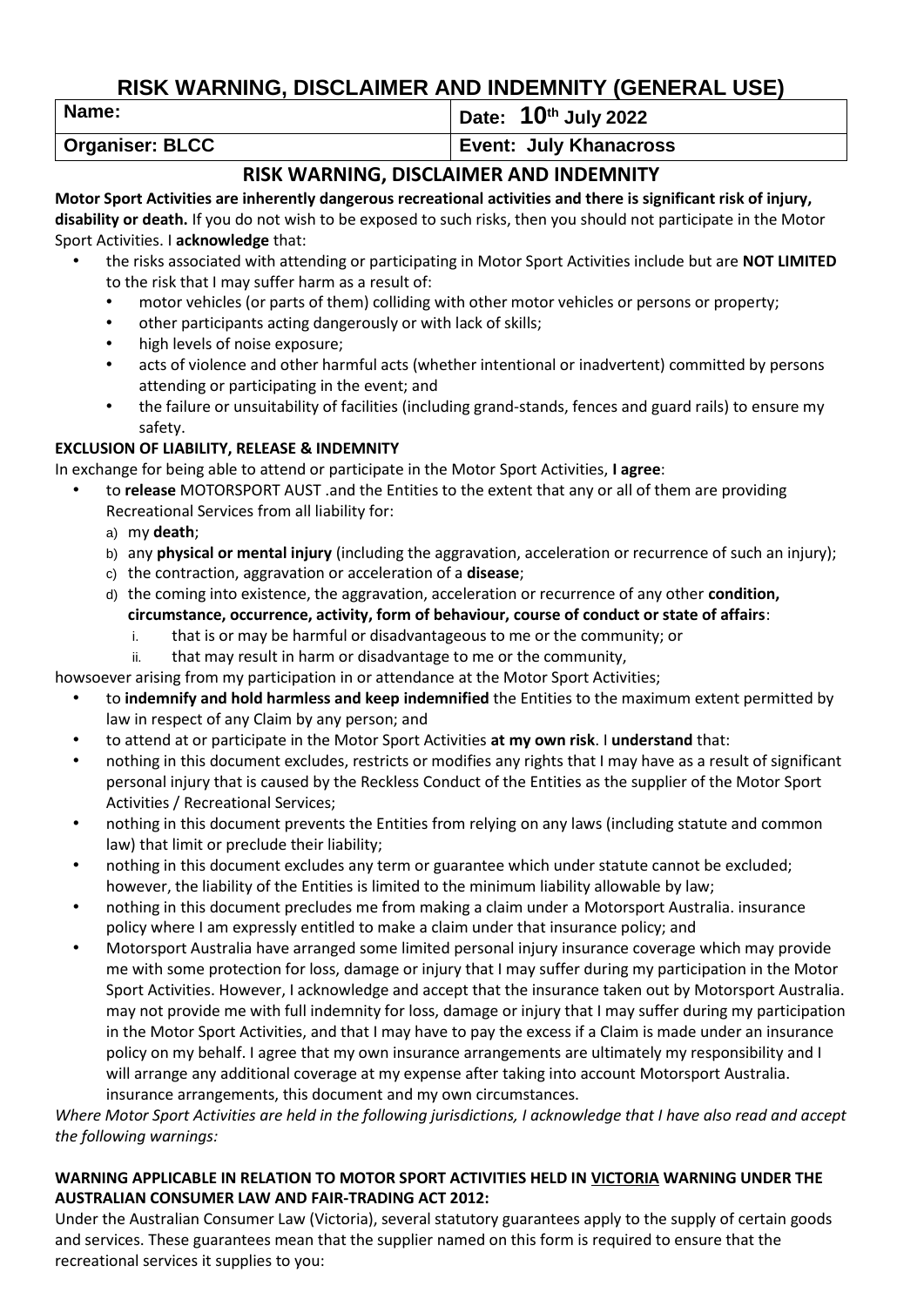# RISK WARNING, DISCLAIMER AND INDEMNITY (GENERAL USE)

| Name: | Date: 10th July 2022 |
| --- | --- |
| Organiser: BLCC | Event: July Khanacross |

## RISK WARNING, DISCLAIMER AND INDEMNITY

**Motor Sport Activities are inherently dangerous recreational activities and there is significant risk of injury, disability or death.** If you do not wish to be exposed to such risks, then you should not participate in the Motor Sport Activities. I **acknowledge** that:

- the risks associated with attending or participating in Motor Sport Activities include but are **NOT LIMITED** to the risk that I may suffer harm as a result of:
  - motor vehicles (or parts of them) colliding with other motor vehicles or persons or property;
  - other participants acting dangerously or with lack of skills;
  - high levels of noise exposure;
  - acts of violence and other harmful acts (whether intentional or inadvertent) committed by persons attending or participating in the event; and
  - the failure or unsuitability of facilities (including grand-stands, fences and guard rails) to ensure my safety.

**EXCLUSION OF LIABILITY, RELEASE & INDEMNITY**

In exchange for being able to attend or participate in the Motor Sport Activities, **I agree**:

- to **release** MOTORSPORT AUST .and the Entities to the extent that any or all of them are providing Recreational Services from all liability for:
  a) my **death**;
  b) any **physical or mental injury** (including the aggravation, acceleration or recurrence of such an injury);
  c) the contraction, aggravation or acceleration of a **disease**;
  d) the coming into existence, the aggravation, acceleration or recurrence of any other **condition, circumstance, occurrence, activity, form of behaviour, course of conduct or state of affairs**:
     i. that is or may be harmful or disadvantageous to me or the community; or
     ii. that may result in harm or disadvantage to me or the community,

howsoever arising from my participation in or attendance at the Motor Sport Activities;

- to **indemnify and hold harmless and keep indemnified** the Entities to the maximum extent permitted by law in respect of any Claim by any person; and
- to attend at or participate in the Motor Sport Activities **at my own risk**. I **understand** that:
- nothing in this document excludes, restricts or modifies any rights that I may have as a result of significant personal injury that is caused by the Reckless Conduct of the Entities as the supplier of the Motor Sport Activities / Recreational Services;
- nothing in this document prevents the Entities from relying on any laws (including statute and common law) that limit or preclude their liability;
- nothing in this document excludes any term or guarantee which under statute cannot be excluded; however, the liability of the Entities is limited to the minimum liability allowable by law;
- nothing in this document precludes me from making a claim under a Motorsport Australia. insurance policy where I am expressly entitled to make a claim under that insurance policy; and
- Motorsport Australia have arranged some limited personal injury insurance coverage which may provide me with some protection for loss, damage or injury that I may suffer during my participation in the Motor Sport Activities. However, I acknowledge and accept that the insurance taken out by Motorsport Australia. may not provide me with full indemnity for loss, damage or injury that I may suffer during my participation in the Motor Sport Activities, and that I may have to pay the excess if a Claim is made under an insurance policy on my behalf. I agree that my own insurance arrangements are ultimately my responsibility and I will arrange any additional coverage at my expense after taking into account Motorsport Australia. insurance arrangements, this document and my own circumstances.

*Where Motor Sport Activities are held in the following jurisdictions, I acknowledge that I have also read and accept the following warnings:*

**WARNING APPLICABLE IN RELATION TO MOTOR SPORT ACTIVITIES HELD IN VICTORIA WARNING UNDER THE AUSTRALIAN CONSUMER LAW AND FAIR-TRADING ACT 2012:**

Under the Australian Consumer Law (Victoria), several statutory guarantees apply to the supply of certain goods and services. These guarantees mean that the supplier named on this form is required to ensure that the recreational services it supplies to you: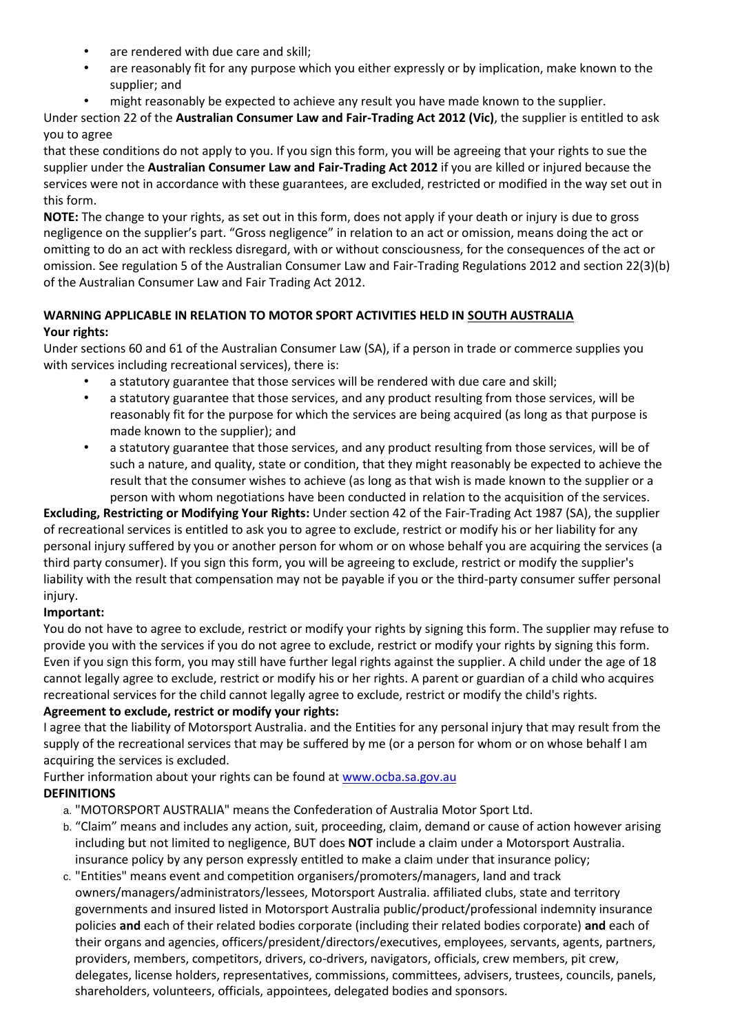- are rendered with due care and skill;
- are reasonably fit for any purpose which you either expressly or by implication, make known to the supplier; and
- might reasonably be expected to achieve any result you have made known to the supplier.

Under section 22 of the **Australian Consumer Law and Fair-Trading Act 2012 (Vic)**, the supplier is entitled to ask you to agree

that these conditions do not apply to you. If you sign this form, you will be agreeing that your rights to sue the supplier under the **Australian Consumer Law and Fair-Trading Act 2012** if you are killed or injured because the services were not in accordance with these guarantees, are excluded, restricted or modified in the way set out in this form.

**NOTE:** The change to your rights, as set out in this form, does not apply if your death or injury is due to gross negligence on the supplier's part. "Gross negligence" in relation to an act or omission, means doing the act or omitting to do an act with reckless disregard, with or without consciousness, for the consequences of the act or omission. See regulation 5 of the Australian Consumer Law and Fair-Trading Regulations 2012 and section 22(3)(b) of the Australian Consumer Law and Fair Trading Act 2012.

**WARNING APPLICABLE IN RELATION TO MOTOR SPORT ACTIVITIES HELD IN <u>SOUTH AUSTRALIA</u>**

**Your rights:**

Under sections 60 and 61 of the Australian Consumer Law (SA), if a person in trade or commerce supplies you with services including recreational services), there is:

- a statutory guarantee that those services will be rendered with due care and skill;
- a statutory guarantee that those services, and any product resulting from those services, will be reasonably fit for the purpose for which the services are being acquired (as long as that purpose is made known to the supplier); and
- a statutory guarantee that those services, and any product resulting from those services, will be of such a nature, and quality, state or condition, that they might reasonably be expected to achieve the result that the consumer wishes to achieve (as long as that wish is made known to the supplier or a person with whom negotiations have been conducted in relation to the acquisition of the services.

**Excluding, Restricting or Modifying Your Rights:** Under section 42 of the Fair-Trading Act 1987 (SA), the supplier of recreational services is entitled to ask you to agree to exclude, restrict or modify his or her liability for any personal injury suffered by you or another person for whom or on whose behalf you are acquiring the services (a third party consumer). If you sign this form, you will be agreeing to exclude, restrict or modify the supplier's liability with the result that compensation may not be payable if you or the third-party consumer suffer personal injury.

**Important:**

You do not have to agree to exclude, restrict or modify your rights by signing this form. The supplier may refuse to provide you with the services if you do not agree to exclude, restrict or modify your rights by signing this form. Even if you sign this form, you may still have further legal rights against the supplier. A child under the age of 18 cannot legally agree to exclude, restrict or modify his or her rights. A parent or guardian of a child who acquires recreational services for the child cannot legally agree to exclude, restrict or modify the child's rights.

**Agreement to exclude, restrict or modify your rights:**

I agree that the liability of Motorsport Australia. and the Entities for any personal injury that may result from the supply of the recreational services that may be suffered by me (or a person for whom or on whose behalf I am acquiring the services is excluded.

Further information about your rights can be found at www.ocba.sa.gov.au

**DEFINITIONS**

a. "MOTORSPORT AUSTRALIA" means the Confederation of Australia Motor Sport Ltd.
b. "Claim" means and includes any action, suit, proceeding, claim, demand or cause of action however arising including but not limited to negligence, BUT does **NOT** include a claim under a Motorsport Australia. insurance policy by any person expressly entitled to make a claim under that insurance policy;
c. "Entities" means event and competition organisers/promoters/managers, land and track owners/managers/administrators/lessees, Motorsport Australia. affiliated clubs, state and territory governments and insured listed in Motorsport Australia public/product/professional indemnity insurance policies **and** each of their related bodies corporate (including their related bodies corporate) **and** each of their organs and agencies, officers/president/directors/executives, employees, servants, agents, partners, providers, members, competitors, drivers, co-drivers, navigators, officials, crew members, pit crew, delegates, license holders, representatives, commissions, committees, advisers, trustees, councils, panels, shareholders, volunteers, officials, appointees, delegated bodies and sponsors.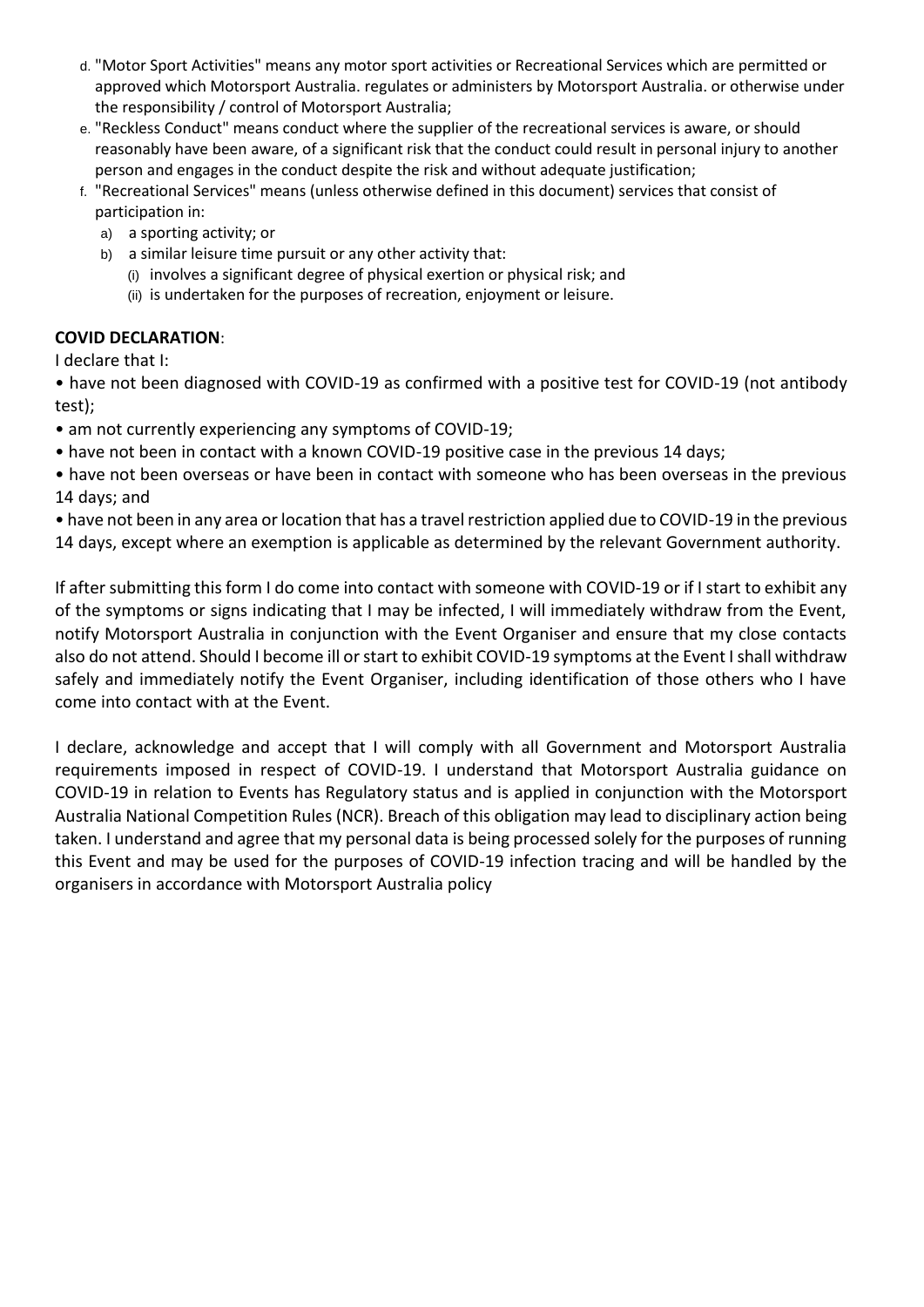d. "Motor Sport Activities" means any motor sport activities or Recreational Services which are permitted or approved which Motorsport Australia. regulates or administers by Motorsport Australia. or otherwise under the responsibility / control of Motorsport Australia;

e. "Reckless Conduct" means conduct where the supplier of the recreational services is aware, or should reasonably have been aware, of a significant risk that the conduct could result in personal injury to another person and engages in the conduct despite the risk and without adequate justification;

f. "Recreational Services" means (unless otherwise defined in this document) services that consist of participation in:
   - a) a sporting activity; or
   - b) a similar leisure time pursuit or any other activity that:
     - (i) involves a significant degree of physical exertion or physical risk; and
     - (ii) is undertaken for the purposes of recreation, enjoyment or leisure.

**COVID DECLARATION**:

I declare that I:

- have not been diagnosed with COVID-19 as confirmed with a positive test for COVID-19 (not antibody test);
- am not currently experiencing any symptoms of COVID-19;
- have not been in contact with a known COVID-19 positive case in the previous 14 days;
- have not been overseas or have been in contact with someone who has been overseas in the previous 14 days; and
- have not been in any area or location that has a travel restriction applied due to COVID-19 in the previous 14 days, except where an exemption is applicable as determined by the relevant Government authority.

If after submitting this form I do come into contact with someone with COVID-19 or if I start to exhibit any of the symptoms or signs indicating that I may be infected, I will immediately withdraw from the Event, notify Motorsport Australia in conjunction with the Event Organiser and ensure that my close contacts also do not attend. Should I become ill or start to exhibit COVID-19 symptoms at the Event I shall withdraw safely and immediately notify the Event Organiser, including identification of those others who I have come into contact with at the Event.

I declare, acknowledge and accept that I will comply with all Government and Motorsport Australia requirements imposed in respect of COVID-19. I understand that Motorsport Australia guidance on COVID-19 in relation to Events has Regulatory status and is applied in conjunction with the Motorsport Australia National Competition Rules (NCR). Breach of this obligation may lead to disciplinary action being taken. I understand and agree that my personal data is being processed solely for the purposes of running this Event and may be used for the purposes of COVID-19 infection tracing and will be handled by the organisers in accordance with Motorsport Australia policy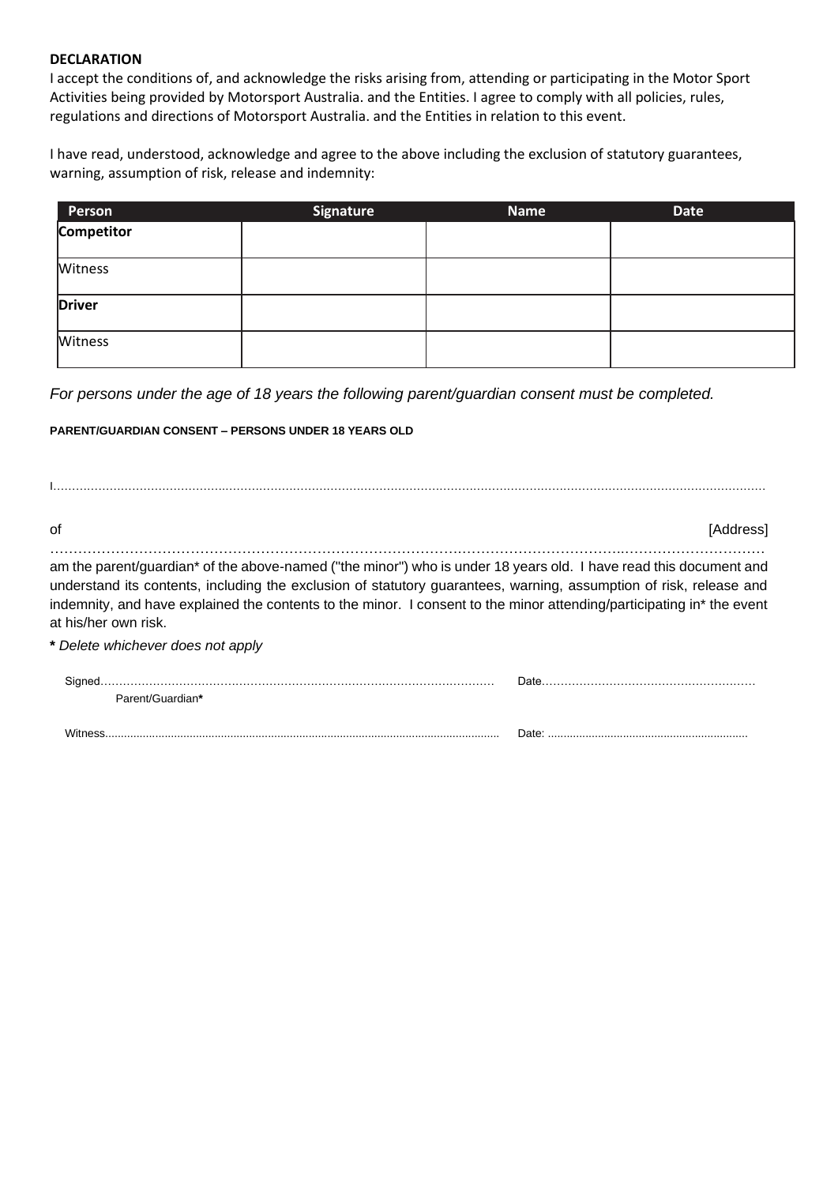**DECLARATION**

I accept the conditions of, and acknowledge the risks arising from, attending or participating in the Motor Sport Activities being provided by Motorsport Australia. and the Entities. I agree to comply with all policies, rules, regulations and directions of Motorsport Australia. and the Entities in relation to this event.

I have read, understood, acknowledge and agree to the above including the exclusion of statutory guarantees, warning, assumption of risk, release and indemnity:

| Person | Signature | Name | Date |
|---|---|---|---|
| **Competitor** | | | |
| Witness | | | |
| **Driver** | | | |
| Witness | | | |

*For persons under the age of 18 years the following parent/guardian consent must be completed.*

**PARENT/GUARDIAN CONSENT – PERSONS UNDER 18 YEARS OLD**

I.......................................................................................................................................................................................

of [Address]

………………………………………………………………………………………………………………………………

am the parent/guardian* of the above-named ("the minor") who is under 18 years old. I have read this document and understand its contents, including the exclusion of statutory guarantees, warning, assumption of risk, release and indemnity, and have explained the contents to the minor. I consent to the minor attending/participating in* the event at his/her own risk.

**\*** *Delete whichever does not apply*

Signed……………………………………………………………………………………… Date…………………………………………………
Parent/Guardian**\***

Witness............................................................................................................................ Date: ..............................................................